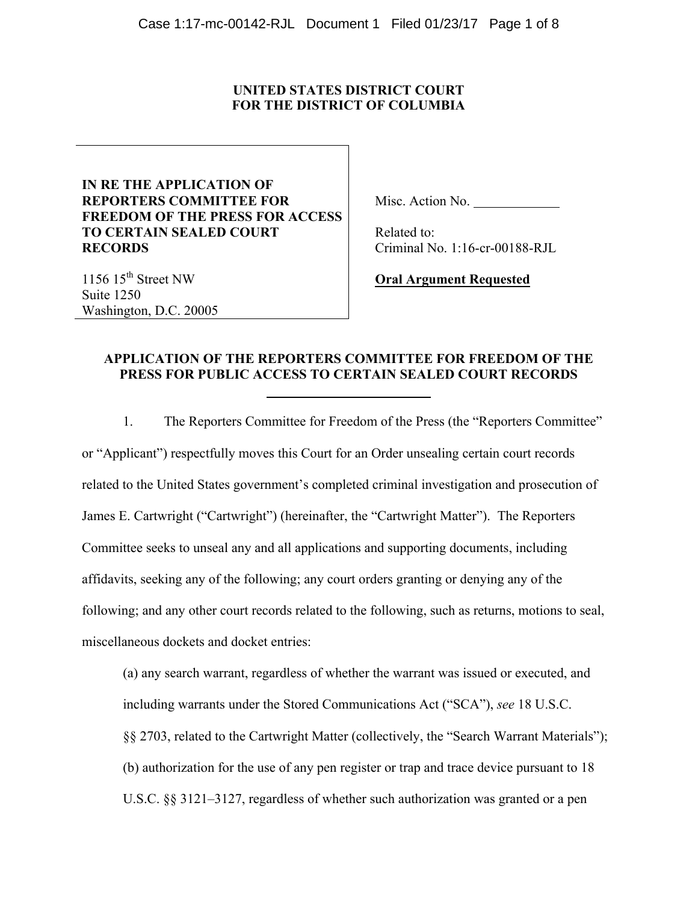**UNITED STATES DISTRICT COURT**
**FOR THE DISTRICT OF COLUMBIA**

| | |
|---|---|
| **IN RE THE APPLICATION OF REPORTERS COMMITTEE FOR FREEDOM OF THE PRESS FOR ACCESS TO CERTAIN SEALED COURT RECORDS**<br><br>1156 15th Street NW<br>Suite 1250<br>Washington, D.C. 20005 | Misc. Action No. ____________<br><br>Related to:<br>Criminal No. 1:16-cr-00188-RJL<br><br>**Oral Argument Requested** |

**APPLICATION OF THE REPORTERS COMMITTEE FOR FREEDOM OF THE PRESS FOR PUBLIC ACCESS TO CERTAIN SEALED COURT RECORDS**

1. The Reporters Committee for Freedom of the Press (the "Reporters Committee" or "Applicant") respectfully moves this Court for an Order unsealing certain court records related to the United States government's completed criminal investigation and prosecution of James E. Cartwright ("Cartwright") (hereinafter, the "Cartwright Matter"). The Reporters Committee seeks to unseal any and all applications and supporting documents, including affidavits, seeking any of the following; any court orders granting or denying any of the following; and any other court records related to the following, such as returns, motions to seal, miscellaneous dockets and docket entries:

(a) any search warrant, regardless of whether the warrant was issued or executed, and including warrants under the Stored Communications Act ("SCA"), *see* 18 U.S.C. §§ 2703, related to the Cartwright Matter (collectively, the "Search Warrant Materials");

(b) authorization for the use of any pen register or trap and trace device pursuant to 18 U.S.C. §§ 3121–3127, regardless of whether such authorization was granted or a pen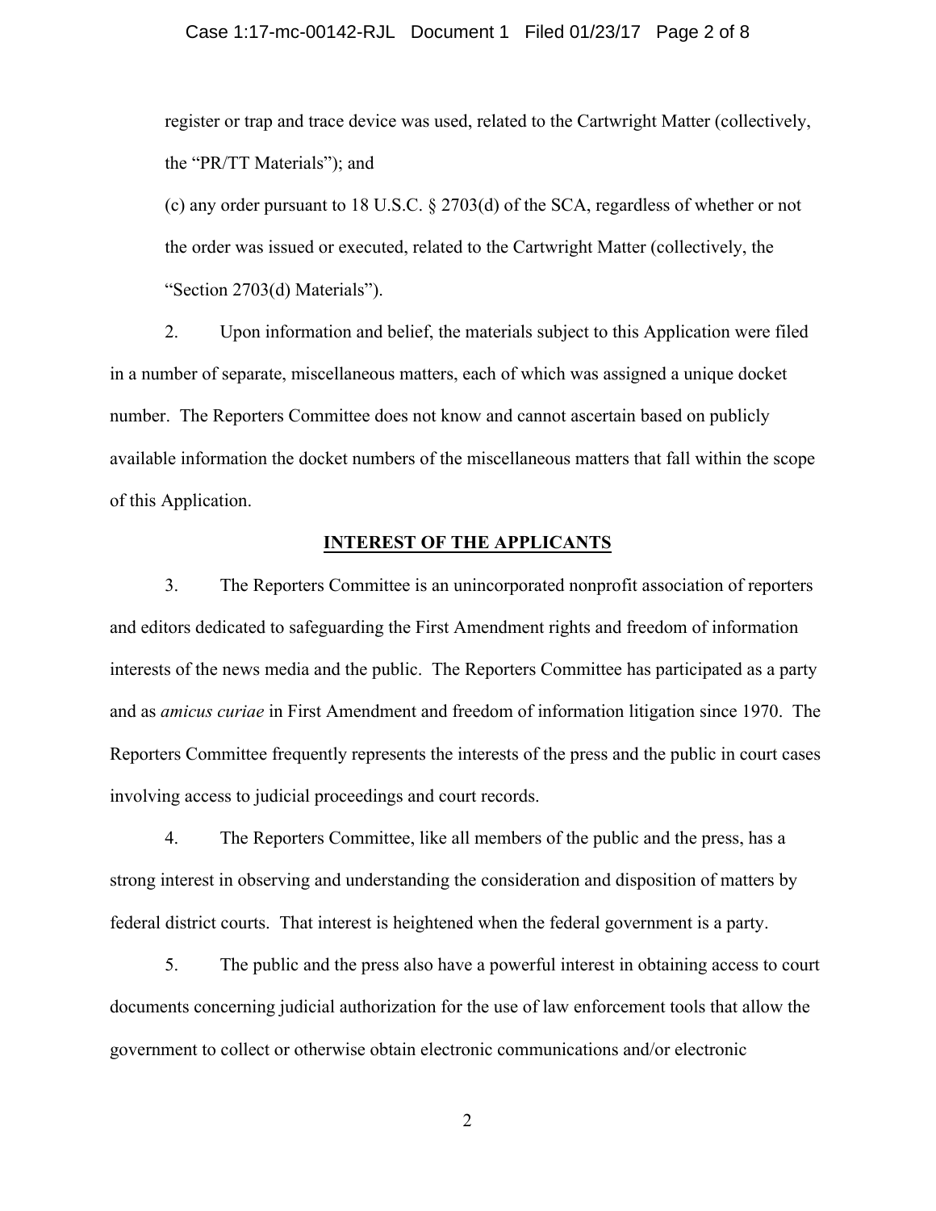register or trap and trace device was used, related to the Cartwright Matter (collectively, the "PR/TT Materials"); and

(c) any order pursuant to 18 U.S.C. § 2703(d) of the SCA, regardless of whether or not the order was issued or executed, related to the Cartwright Matter (collectively, the "Section 2703(d) Materials").

2. Upon information and belief, the materials subject to this Application were filed in a number of separate, miscellaneous matters, each of which was assigned a unique docket number. The Reporters Committee does not know and cannot ascertain based on publicly available information the docket numbers of the miscellaneous matters that fall within the scope of this Application.

## INTEREST OF THE APPLICANTS

3. The Reporters Committee is an unincorporated nonprofit association of reporters and editors dedicated to safeguarding the First Amendment rights and freedom of information interests of the news media and the public. The Reporters Committee has participated as a party and as *amicus curiae* in First Amendment and freedom of information litigation since 1970. The Reporters Committee frequently represents the interests of the press and the public in court cases involving access to judicial proceedings and court records.

4. The Reporters Committee, like all members of the public and the press, has a strong interest in observing and understanding the consideration and disposition of matters by federal district courts. That interest is heightened when the federal government is a party.

5. The public and the press also have a powerful interest in obtaining access to court documents concerning judicial authorization for the use of law enforcement tools that allow the government to collect or otherwise obtain electronic communications and/or electronic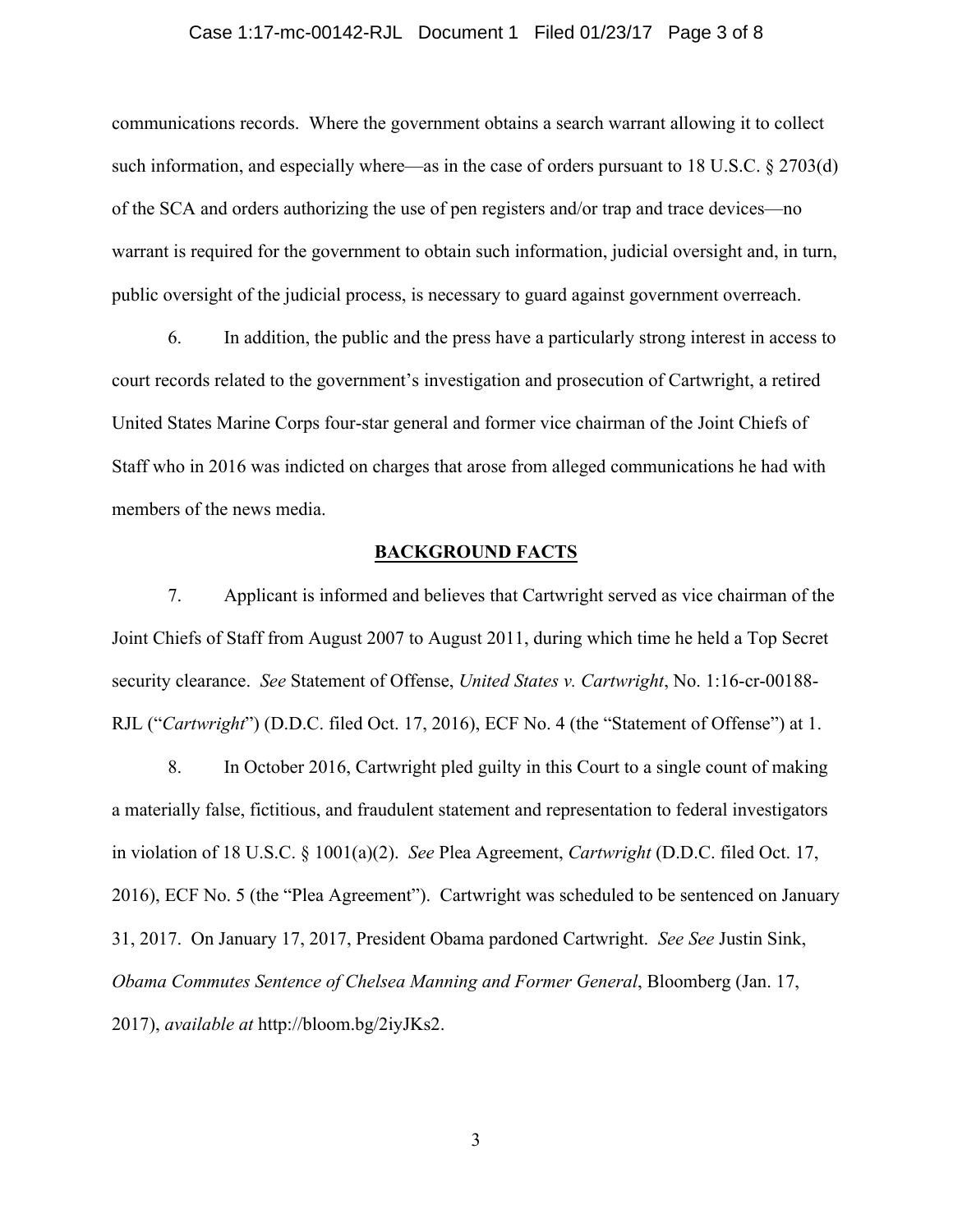communications records. Where the government obtains a search warrant allowing it to collect such information, and especially where—as in the case of orders pursuant to 18 U.S.C. § 2703(d) of the SCA and orders authorizing the use of pen registers and/or trap and trace devices—no warrant is required for the government to obtain such information, judicial oversight and, in turn, public oversight of the judicial process, is necessary to guard against government overreach.

6. In addition, the public and the press have a particularly strong interest in access to court records related to the government's investigation and prosecution of Cartwright, a retired United States Marine Corps four-star general and former vice chairman of the Joint Chiefs of Staff who in 2016 was indicted on charges that arose from alleged communications he had with members of the news media.

## BACKGROUND FACTS

7. Applicant is informed and believes that Cartwright served as vice chairman of the Joint Chiefs of Staff from August 2007 to August 2011, during which time he held a Top Secret security clearance. *See* Statement of Offense, *United States v. Cartwright*, No. 1:16-cr-00188-RJL ("*Cartwright*") (D.D.C. filed Oct. 17, 2016), ECF No. 4 (the "Statement of Offense") at 1.

8. In October 2016, Cartwright pled guilty in this Court to a single count of making a materially false, fictitious, and fraudulent statement and representation to federal investigators in violation of 18 U.S.C. § 1001(a)(2). *See* Plea Agreement, *Cartwright* (D.D.C. filed Oct. 17, 2016), ECF No. 5 (the "Plea Agreement"). Cartwright was scheduled to be sentenced on January 31, 2017. On January 17, 2017, President Obama pardoned Cartwright. *See See* Justin Sink, *Obama Commutes Sentence of Chelsea Manning and Former General*, Bloomberg (Jan. 17, 2017), *available at* http://bloom.bg/2iyJKs2.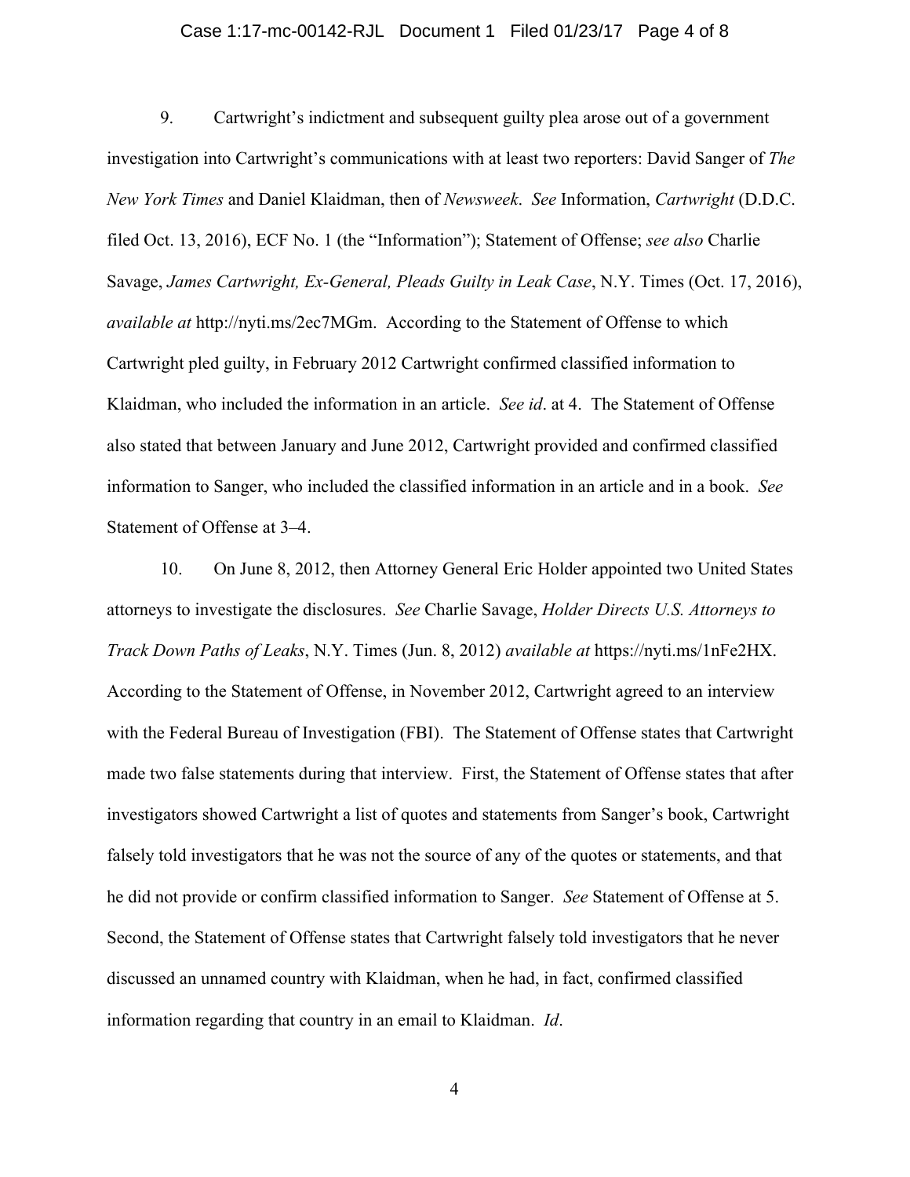9. Cartwright's indictment and subsequent guilty plea arose out of a government investigation into Cartwright's communications with at least two reporters: David Sanger of *The New York Times* and Daniel Klaidman, then of *Newsweek*. *See* Information, *Cartwright* (D.D.C. filed Oct. 13, 2016), ECF No. 1 (the "Information"); Statement of Offense; *see also* Charlie Savage, *James Cartwright, Ex-General, Pleads Guilty in Leak Case*, N.Y. Times (Oct. 17, 2016), *available at* http://nyti.ms/2ec7MGm. According to the Statement of Offense to which Cartwright pled guilty, in February 2012 Cartwright confirmed classified information to Klaidman, who included the information in an article. *See id*. at 4. The Statement of Offense also stated that between January and June 2012, Cartwright provided and confirmed classified information to Sanger, who included the classified information in an article and in a book. *See* Statement of Offense at 3–4.

10. On June 8, 2012, then Attorney General Eric Holder appointed two United States attorneys to investigate the disclosures. *See* Charlie Savage, *Holder Directs U.S. Attorneys to Track Down Paths of Leaks*, N.Y. Times (Jun. 8, 2012) *available at* https://nyti.ms/1nFe2HX. According to the Statement of Offense, in November 2012, Cartwright agreed to an interview with the Federal Bureau of Investigation (FBI). The Statement of Offense states that Cartwright made two false statements during that interview. First, the Statement of Offense states that after investigators showed Cartwright a list of quotes and statements from Sanger's book, Cartwright falsely told investigators that he was not the source of any of the quotes or statements, and that he did not provide or confirm classified information to Sanger. *See* Statement of Offense at 5. Second, the Statement of Offense states that Cartwright falsely told investigators that he never discussed an unnamed country with Klaidman, when he had, in fact, confirmed classified information regarding that country in an email to Klaidman. *Id*.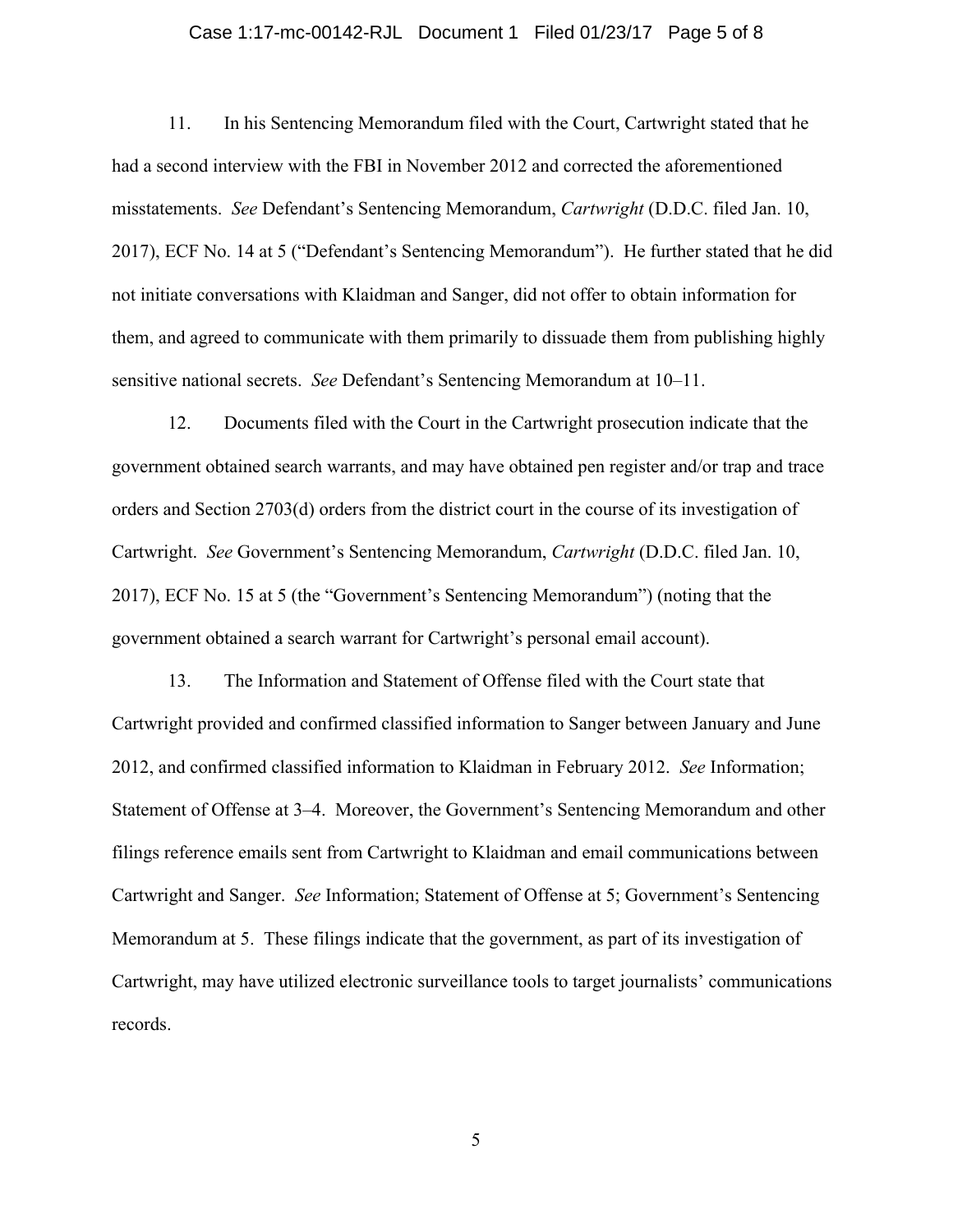11. In his Sentencing Memorandum filed with the Court, Cartwright stated that he had a second interview with the FBI in November 2012 and corrected the aforementioned misstatements. *See* Defendant's Sentencing Memorandum, *Cartwright* (D.D.C. filed Jan. 10, 2017), ECF No. 14 at 5 ("Defendant's Sentencing Memorandum"). He further stated that he did not initiate conversations with Klaidman and Sanger, did not offer to obtain information for them, and agreed to communicate with them primarily to dissuade them from publishing highly sensitive national secrets. *See* Defendant's Sentencing Memorandum at 10–11.

12. Documents filed with the Court in the Cartwright prosecution indicate that the government obtained search warrants, and may have obtained pen register and/or trap and trace orders and Section 2703(d) orders from the district court in the course of its investigation of Cartwright. *See* Government's Sentencing Memorandum, *Cartwright* (D.D.C. filed Jan. 10, 2017), ECF No. 15 at 5 (the "Government's Sentencing Memorandum") (noting that the government obtained a search warrant for Cartwright's personal email account).

13. The Information and Statement of Offense filed with the Court state that Cartwright provided and confirmed classified information to Sanger between January and June 2012, and confirmed classified information to Klaidman in February 2012. *See* Information; Statement of Offense at 3–4. Moreover, the Government's Sentencing Memorandum and other filings reference emails sent from Cartwright to Klaidman and email communications between Cartwright and Sanger. *See* Information; Statement of Offense at 5; Government's Sentencing Memorandum at 5. These filings indicate that the government, as part of its investigation of Cartwright, may have utilized electronic surveillance tools to target journalists' communications records.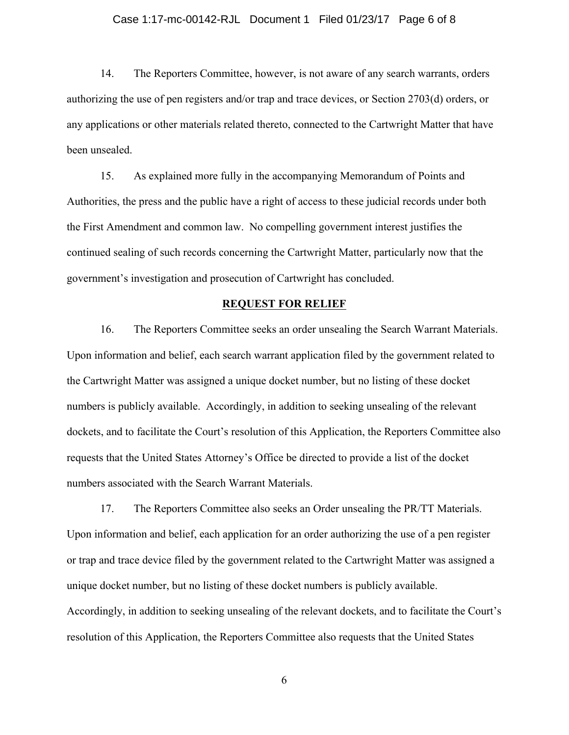14. The Reporters Committee, however, is not aware of any search warrants, orders authorizing the use of pen registers and/or trap and trace devices, or Section 2703(d) orders, or any applications or other materials related thereto, connected to the Cartwright Matter that have been unsealed.

15. As explained more fully in the accompanying Memorandum of Points and Authorities, the press and the public have a right of access to these judicial records under both the First Amendment and common law. No compelling government interest justifies the continued sealing of such records concerning the Cartwright Matter, particularly now that the government's investigation and prosecution of Cartwright has concluded.

## REQUEST FOR RELIEF

16. The Reporters Committee seeks an order unsealing the Search Warrant Materials. Upon information and belief, each search warrant application filed by the government related to the Cartwright Matter was assigned a unique docket number, but no listing of these docket numbers is publicly available. Accordingly, in addition to seeking unsealing of the relevant dockets, and to facilitate the Court's resolution of this Application, the Reporters Committee also requests that the United States Attorney's Office be directed to provide a list of the docket numbers associated with the Search Warrant Materials.

17. The Reporters Committee also seeks an Order unsealing the PR/TT Materials. Upon information and belief, each application for an order authorizing the use of a pen register or trap and trace device filed by the government related to the Cartwright Matter was assigned a unique docket number, but no listing of these docket numbers is publicly available. Accordingly, in addition to seeking unsealing of the relevant dockets, and to facilitate the Court's resolution of this Application, the Reporters Committee also requests that the United States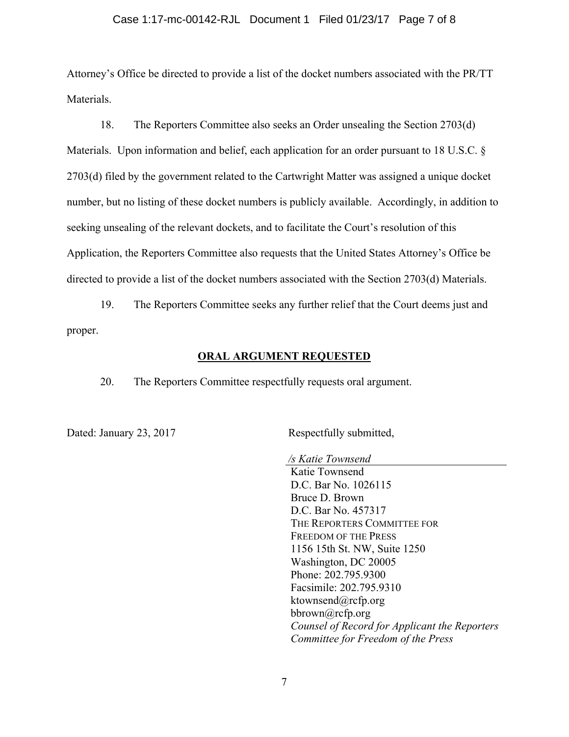Attorney's Office be directed to provide a list of the docket numbers associated with the PR/TT Materials.

18. The Reporters Committee also seeks an Order unsealing the Section 2703(d) Materials. Upon information and belief, each application for an order pursuant to 18 U.S.C. § 2703(d) filed by the government related to the Cartwright Matter was assigned a unique docket number, but no listing of these docket numbers is publicly available. Accordingly, in addition to seeking unsealing of the relevant dockets, and to facilitate the Court's resolution of this Application, the Reporters Committee also requests that the United States Attorney's Office be directed to provide a list of the docket numbers associated with the Section 2703(d) Materials.

19. The Reporters Committee seeks any further relief that the Court deems just and proper.

**ORAL ARGUMENT REQUESTED**

20. The Reporters Committee respectfully requests oral argument.

Dated: January 23, 2017

Respectfully submitted,

*/s Katie Townsend*
Katie Townsend
D.C. Bar No. 1026115
Bruce D. Brown
D.C. Bar No. 457317
THE REPORTERS COMMITTEE FOR FREEDOM OF THE PRESS
1156 15th St. NW, Suite 1250
Washington, DC 20005
Phone: 202.795.9300
Facsimile: 202.795.9310
ktownsend@rcfp.org
bbrown@rcfp.org
*Counsel of Record for Applicant the Reporters Committee for Freedom of the Press*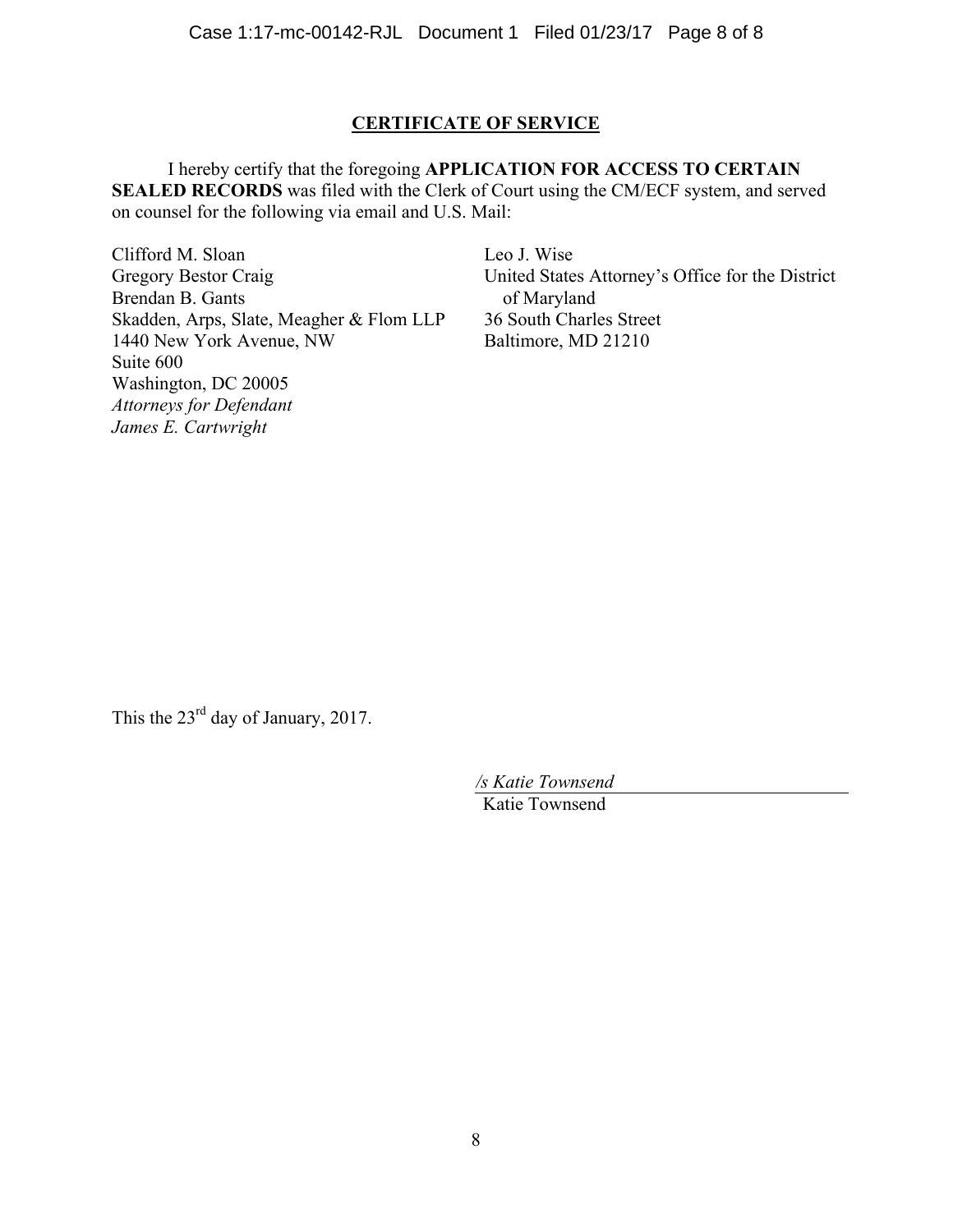**CERTIFICATE OF SERVICE**

I hereby certify that the foregoing **APPLICATION FOR ACCESS TO CERTAIN SEALED RECORDS** was filed with the Clerk of Court using the CM/ECF system, and served on counsel for the following via email and U.S. Mail:

Clifford M. Sloan
Gregory Bestor Craig
Brendan B. Gants
Skadden, Arps, Slate, Meagher & Flom LLP
1440 New York Avenue, NW
Suite 600
Washington, DC 20005
*Attorneys for Defendant James E. Cartwright*

Leo J. Wise
United States Attorney's Office for the District of Maryland
36 South Charles Street
Baltimore, MD 21210

This the 23rd day of January, 2017.

*/s Katie Townsend*
Katie Townsend